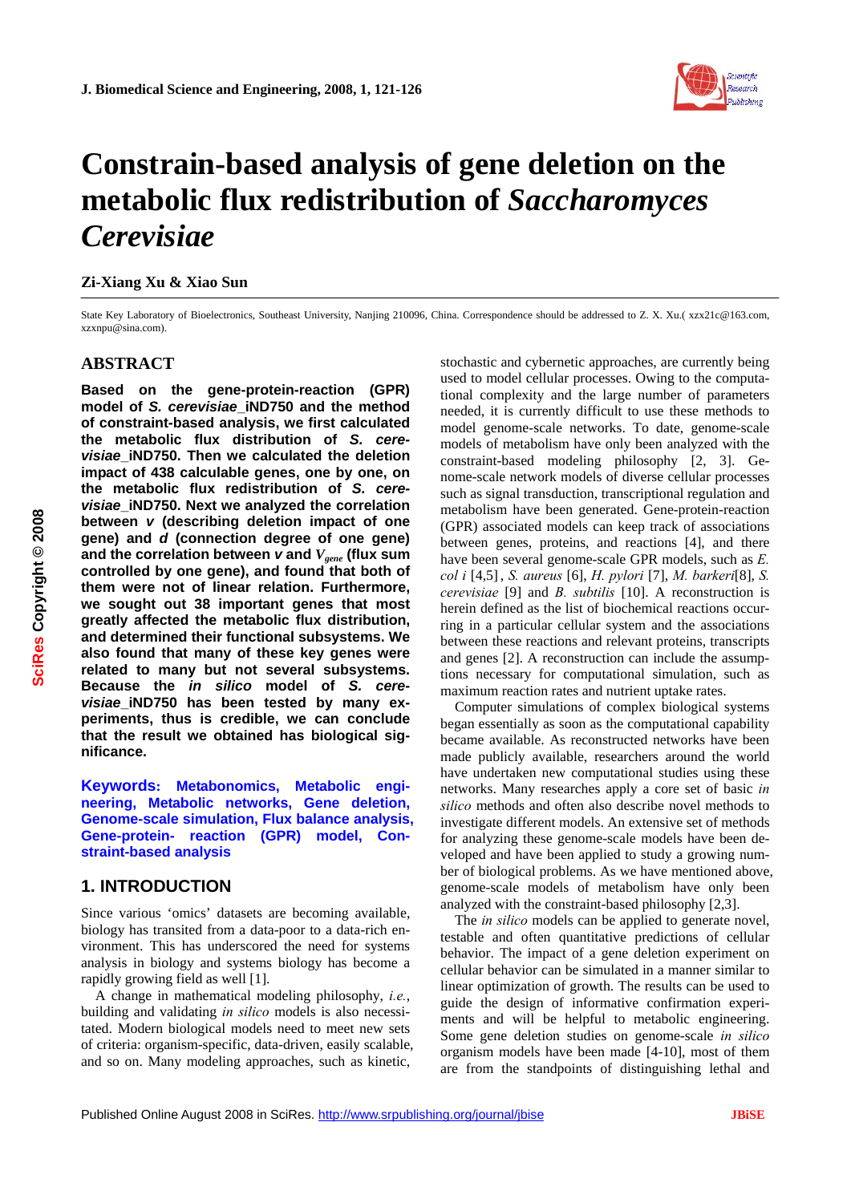# Constrain-based analysis of gene deletion on the metabolic flux redistribution of *Saccharomyces Cerevisiae*

**Zi-Xiang Xu & Xiao Sun**

State Key Laboratory of Bioelectronics, Southeast University, Nanjing 210096, China. Correspondence should be addressed to Z. X. Xu.( xzx21c@163.com, xzxnpu@sina.com).

## ABSTRACT

**Based on the gene-protein-reaction (GPR) model of *S. cerevisiae*_iND750 and the method of constraint-based analysis, we first calculated the metabolic flux distribution of *S. cerevisiae*_iND750. Then we calculated the deletion impact of 438 calculable genes, one by one, on the metabolic flux redistribution of *S. cerevisiae*_iND750. Next we analyzed the correlation between *v* (describing deletion impact of one gene) and *d* (connection degree of one gene) and the correlation between *v* and $V_{gene}$ (flux sum controlled by one gene), and found that both of them were not of linear relation. Furthermore, we sought out 38 important genes that most greatly affected the metabolic flux distribution, and determined their functional subsystems. We also found that many of these key genes were related to many but not several subsystems. Because the *in silico* model of *S. cerevisiae*_iND750 has been tested by many experiments, thus is credible, we can conclude that the result we obtained has biological significance.**

**Keywords: Metabonomics, Metabolic engineering, Metabolic networks, Gene deletion, Genome-scale simulation, Flux balance analysis, Gene-protein- reaction (GPR) model, Constraint-based analysis**

## 1. INTRODUCTION

Since various 'omics' datasets are becoming available, biology has transited from a data-poor to a data-rich environment. This has underscored the need for systems analysis in biology and systems biology has become a rapidly growing field as well [1].

A change in mathematical modeling philosophy, *i.e.*, building and validating *in silico* models is also necessitated. Modern biological models need to meet new sets of criteria: organism-specific, data-driven, easily scalable, and so on. Many modeling approaches, such as kinetic, stochastic and cybernetic approaches, are currently being used to model cellular processes. Owing to the computational complexity and the large number of parameters needed, it is currently difficult to use these methods to model genome-scale networks. To date, genome-scale models of metabolism have only been analyzed with the constraint-based modeling philosophy [2, 3]. Genome-scale network models of diverse cellular processes such as signal transduction, transcriptional regulation and metabolism have been generated. Gene-protein-reaction (GPR) associated models can keep track of associations between genes, proteins, and reactions [4], and there have been several genome-scale GPR models, such as *E. col i* [4,5], *S. aureus* [6], *H. pylori* [7], *M. barkeri*[8], *S. cerevisiae* [9] and *B. subtilis* [10]. A reconstruction is herein defined as the list of biochemical reactions occurring in a particular cellular system and the associations between these reactions and relevant proteins, transcripts and genes [2]. A reconstruction can include the assumptions necessary for computational simulation, such as maximum reaction rates and nutrient uptake rates.

Computer simulations of complex biological systems began essentially as soon as the computational capability became available. As reconstructed networks have been made publicly available, researchers around the world have undertaken new computational studies using these networks. Many researches apply a core set of basic *in silico* methods and often also describe novel methods to investigate different models. An extensive set of methods for analyzing these genome-scale models have been developed and have been applied to study a growing number of biological problems. As we have mentioned above, genome-scale models of metabolism have only been analyzed with the constraint-based modeling philosophy [2,3].

The *in silico* models can be applied to generate novel, testable and often quantitative predictions of cellular behavior. The impact of a gene deletion experiment on cellular behavior can be simulated in a manner similar to linear optimization of growth. The results can be used to guide the design of informative confirmation experiments and will be helpful to metabolic engineering. Some gene deletion studies on genome-scale *in silico* organism models have been made [4-10], most of them are from the standpoints of distinguishing lethal and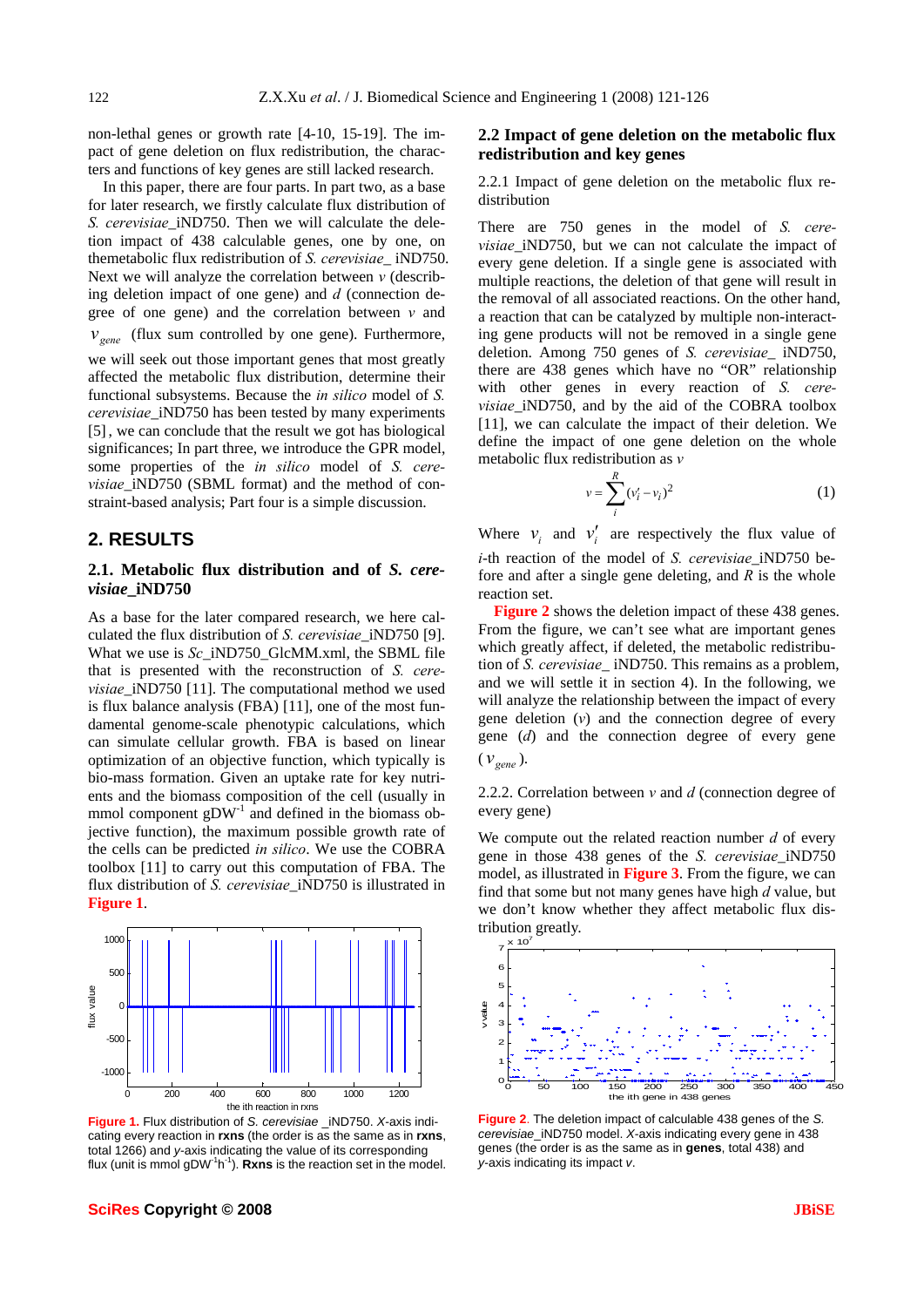non-lethal genes or growth rate [4-10, 15-19]. The impact of gene deletion on flux redistribution, the characters and functions of key genes are still lacked research.

In this paper, there are four parts. In part two, as a base for later research, we firstly calculate flux distribution of *S. cerevisiae*_iND750. Then we will calculate the deletion impact of 438 calculable genes, one by one, on themetabolic flux redistribution of *S. cerevisiae*_ iND750. Next we will analyze the correlation between $v$ (describing deletion impact of one gene) and $d$ (connection degree of one gene) and the correlation between $v$ and $v_{gene}$ (flux sum controlled by one gene). Furthermore, we will seek out those important genes that most greatly affected the metabolic flux distribution, determine their functional subsystems. Because the *in silico* model of *S. cerevisiae*_iND750 has been tested by many experiments [5], we can conclude that the result we got has biological significances; In part three, we introduce the GPR model, some properties of the *in silico* model of *S. cerevisiae*_iND750 (SBML format) and the method of constraint-based analysis; Part four is a simple discussion.

## 2. RESULTS

### 2.1. Metabolic flux distribution and of *S. cerevisiae*_iND750

As a base for the later compared research, we here calculated the flux distribution of *S. cerevisiae*_iND750 [9]. What we use is *Sc*_iND750_GlcMM.xml, the SBML file that is presented with the reconstruction of *S. cerevisiae*_iND750 [11]. The computational method we used is flux balance analysis (FBA) [11], one of the most fundamental genome-scale phenotypic calculations, which can simulate cellular growth. FBA is based on linear optimization of an objective function, which typically is bio-mass formation. Given an uptake rate for key nutrients and the biomass composition of the cell (usually in mmol component $gDW^{-1}$ and defined in the biomass objective function), the maximum possible growth rate of the cells can be predicted *in silico*. We use the COBRA toolbox [11] to carry out this computation of FBA. The flux distribution of *S. cerevisiae*_iND750 is illustrated in **Figure 1**.

**Figure 1.** Flux distribution of *S. cerevisiae* _iND750. *X*-axis indicating every reaction in **rxns** (the order is as the same as in **rxns**, total 1266) and *y*-axis indicating the value of its corresponding flux (unit is mmol $gDW^{-1}h^{-1}$). **Rxns** is the reaction set in the model.

### 2.2 Impact of gene deletion on the metabolic flux redistribution and key genes

2.2.1 Impact of gene deletion on the metabolic flux redistribution

There are 750 genes in the model of *S. cerevisiae*_iND750, but we can not calculate the impact of every gene deletion. If a single gene is associated with multiple reactions, the deletion of that gene will result in the removal of all associated reactions. On the other hand, a reaction that can be catalyzed by multiple non-interacting gene products will not be removed in a single gene deletion. Among 750 genes of *S. cerevisiae*_ iND750, there are 438 genes which have no "OR" relationship with other genes in every reaction of *S. cerevisiae*_iND750, and by the aid of the COBRA toolbox [11], we can calculate the impact of their deletion. We define the impact of one gene deletion on the whole metabolic flux redistribution as $v$

$$v = \sum_{i}^{R} (v_i' - v_i)^2 \tag{1}$$

Where $v_i$ and $v_i'$ are respectively the flux value of $i$-th reaction of the model of *S. cerevisiae*_iND750 before and after a single gene deleting, and $R$ is the whole reaction set.

**Figure 2** shows the deletion impact of these 438 genes. From the figure, we can't see what are important genes which greatly affect, if deleted, the metabolic redistribution of *S. cerevisiae*_ iND750. This remains as a problem, and we will settle it in section 4). In the following, we will analyze the relationship between the impact of every gene deletion ($v$) and the connection degree of every gene ($d$) and the connection degree of every gene ($v_{gene}$).

2.2.2. Correlation between $v$ and $d$ (connection degree of every gene)

We compute out the related reaction number $d$ of every gene in those 438 genes of the *S. cerevisiae*_iND750 model, as illustrated in **Figure 3**. From the figure, we can find that some but not many genes have high $d$ value, but we don't know whether they affect metabolic flux distribution greatly.

**Figure 2**. The deletion impact of calculable 438 genes of the *S. cerevisiae*_iND750 model. *X*-axis indicating every gene in 438 genes (the order is as the same as in **genes**, total 438) and *y*-axis indicating its impact *v*.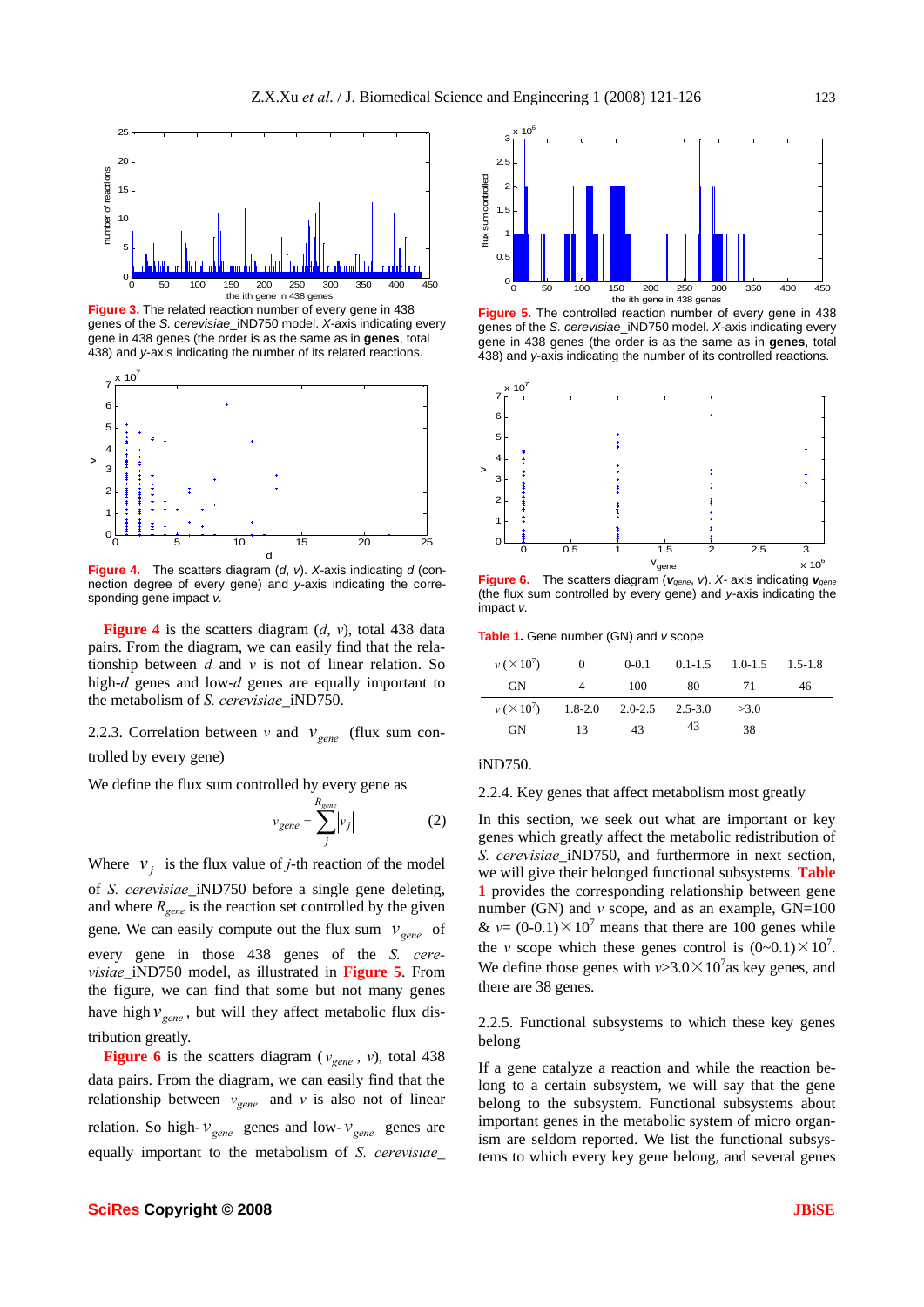**Figure 3.** The related reaction number of every gene in 438 genes of the *S. cerevisiae*_iND750 model. *X*-axis indicating every gene in 438 genes (the order is as the same as in **genes**, total 438) and *y*-axis indicating the number of its related reactions.

**Figure 4.** The scatters diagram (*d*, *v*). *X*-axis indicating *d* (connection degree of every gene) and *y*-axis indicating the corresponding gene impact *v*.

**Figure 4** is the scatters diagram (*d*, *v*), total 438 data pairs. From the diagram, we can easily find that the relationship between *d* and *v* is not of linear relation. So high-*d* genes and low-*d* genes are equally important to the metabolism of *S. cerevisiae*_iND750.

2.2.3. Correlation between $v$ and $v_{gene}$ (flux sum controlled by every gene)

We define the flux sum controlled by every gene as

$$v_{gene} = \sum_{j}^{R_{gene}} |v_j| \tag{2}$$

Where $v_j$ is the flux value of *j*-th reaction of the model of *S. cerevisiae*_iND750 before a single gene deleting, and where $R_{gene}$ is the reaction set controlled by the given gene. We can easily compute out the flux sum $v_{gene}$ of every gene in those 438 genes of the *S. cerevisiae*_iND750 model, as illustrated in **Figure 5**. From the figure, we can find that some but not many genes have high $v_{gene}$, but will they affect metabolic flux distribution greatly.

**Figure 6** is the scatters diagram ($v_{gene}$, $v$), total 438 data pairs. From the diagram, we can easily find that the relationship between $v_{gene}$ and $v$ is also not of linear relation. So high-$v_{gene}$ genes and low-$v_{gene}$ genes are equally important to the metabolism of *S. cerevisiae*_iND750.

**Figure 5.** The controlled reaction number of every gene in 438 genes of the *S. cerevisiae*_iND750 model. *X*-axis indicating every gene in 438 genes (the order is as the same as in **genes**, total 438) and *y*-axis indicating the number of its controlled reactions.

**Figure 6.** The scatters diagram ($v_{gene}$, $v$). *X*- axis indicating $v_{gene}$ (the flux sum controlled by every gene) and *y*-axis indicating the impact *v*.

**Table 1.** Gene number (GN) and *v* scope

| $v\,(\times 10^7)$ | 0 | 0-0.1 | 0.1-1.5 | 1.0-1.5 | 1.5-1.8 |
|---|---|---|---|---|---|
| GN | 4 | 100 | 80 | 71 | 46 |
| $v\,(\times 10^7)$ | 1.8-2.0 | 2.0-2.5 | 2.5-3.0 | >3.0 | |
| GN | 13 | 43 | 43 | 38 | |

2.2.4. Key genes that affect metabolism most greatly

In this section, we seek out what are important or key genes which greatly affect the metabolic redistribution of *S. cerevisiae*_iND750, and furthermore in next section, we will give their belonged functional subsystems. **Table 1** provides the corresponding relationship between gene number (GN) and *v* scope, and as an example, GN=100 & $v$= $(0\text{-}0.1)\times 10^7$ means that there are 100 genes while the *v* scope which these genes control is $(0\sim0.1)\times 10^7$. We define those genes with $v>3.0\times 10^7$ as key genes, and there are 38 genes.

2.2.5. Functional subsystems to which these key genes belong

If a gene catalyze a reaction and while the reaction belong to a certain subsystem, we will say that the gene belong to the subsystem. Functional subsystems about important genes in the metabolic system of micro organism are seldom reported. We list the functional subsystems to which every key gene belong, and several genes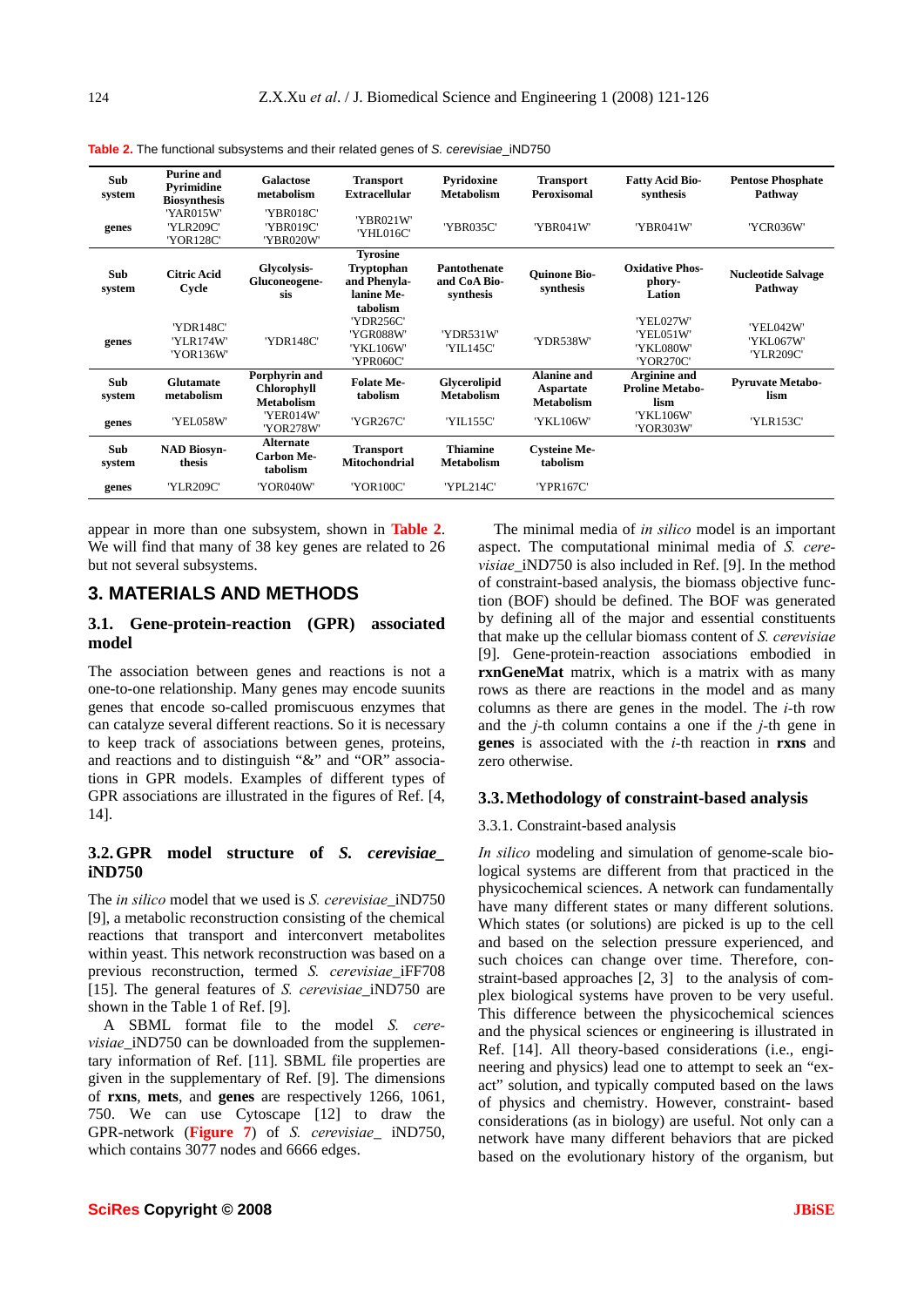**Table 2.** The functional subsystems and their related genes of *S. cerevisiae*_iND750

| Sub system | Purine and Pyrimidine Biosynthesis | Galactose metabolism | Transport Extracellular | Pyridoxine Metabolism | Transport Peroxisomal | Fatty Acid Biosynthesis | Pentose Phosphate Pathway |
|---|---|---|---|---|---|---|---|
| genes | 'YAR015W' 'YLR209C' 'YOR128C' | 'YBR018C' 'YBR019C' 'YBR020W' | 'YBR021W' 'YHL016C' | 'YBR035C' | 'YBR041W' | 'YBR041W' | 'YCR036W' |
| **Sub system** | **Citric Acid Cycle** | **Glycolysis-Gluconeogenesis** | **Tyrosine Tryptophan and Phenylalanine Metabolism** | **Pantothenate and CoA Biosynthesis** | **Quinone Biosynthesis** | **Oxidative Phosphory-Lation** | **Nucleotide Salvage Pathway** |
| genes | 'YDR148C' 'YLR174W' 'YOR136W' | 'YDR148C' | 'YDR256C' 'YGR088W' 'YKL106W' 'YPR060C' | 'YDR531W' 'YIL145C' | 'YDR538W' | 'YEL027W' 'YEL051W' 'YKL080W' 'YOR270C' | 'YEL042W' 'YKL067W' 'YLR209C' |
| **Sub system** | **Glutamate metabolism** | **Porphyrin and Chlorophyll Metabolism** | **Folate Metabolism** | **Glycerolipid Metabolism** | **Alanine and Aspartate Metabolism** | **Arginine and Proline Metabolism** | **Pyruvate Metabolism** |
| genes | 'YEL058W' | 'YER014W' 'YOR278W' | 'YGR267C' | 'YIL155C' | 'YKL106W' | 'YKL106W' 'YOR303W' | 'YLR153C' |
| **Sub system** | **NAD Biosynthesis** | **Alternate Carbon Metabolism** | **Transport Mitochondrial** | **Thiamine Metabolism** | **Cysteine Metabolism** | | |
| genes | 'YLR209C' | 'YOR040W' | 'YOR100C' | 'YPL214C' | 'YPR167C' | | |

appear in more than one subsystem, shown in **Table 2**. We will find that many of 38 key genes are related to 26 but not several subsystems.

## 3. MATERIALS AND METHODS

### 3.1. Gene-protein-reaction (GPR) associated model

The association between genes and reactions is not a one-to-one relationship. Many genes may encode sunits genes that encode so-called promiscuous enzymes that can catalyze several different reactions. So it is necessary to keep track of associations between genes, proteins, and reactions and to distinguish "&" and "OR" associations in GPR models. Examples of different types of GPR associations are illustrated in the figures of Ref. [4, 14].

### 3.2. GPR model structure of *S. cerevisiae*_ iND750

The *in silico* model that we used is *S. cerevisiae*_iND750 [9], a metabolic reconstruction consisting of the chemical reactions that transport and interconvert metabolites within yeast. This network reconstruction was based on a previous reconstruction, termed *S. cerevisiae*_iFF708 [15]. The general features of *S. cerevisiae*_iND750 are shown in the Table 1 of Ref. [9].

A SBML format file to the model *S. cerevisiae*_iND750 can be downloaded from the supplementary information of Ref. [11]. SBML file properties are given in the supplementary of Ref. [9]. The dimensions of **rxns**, **mets**, and **genes** are respectively 1266, 1061, 750. We can use Cytoscape [12] to draw the GPR-network (**Figure 7**) of *S. cerevisiae*_ iND750, which contains 3077 nodes and 6666 edges.

The minimal media of *in silico* model is an important aspect. The computational minimal media of *S. cerevisiae*_iND750 is also included in Ref. [9]. In the method of constraint-based analysis, the biomass objective function (BOF) should be defined. The BOF was generated by defining all of the major and essential constituents that make up the cellular biomass content of *S. cerevisiae* [9]. Gene-protein-reaction associations embodied in **rxnGeneMat** matrix, which is a matrix with as many rows as there are reactions in the model and as many columns as there are genes in the model. The $i$-th row and the $j$-th column contains a one if the $j$-th gene in **genes** is associated with the $i$-th reaction in **rxns** and zero otherwise.

### 3.3. Methodology of constraint-based analysis

#### 3.3.1. Constraint-based analysis

*In silico* modeling and simulation of genome-scale biological systems are different from that practiced in the physicochemical sciences. A network can fundamentally have many different states or many different solutions. Which states (or solutions) are picked is up to the cell and based on the selection pressure experienced, and such choices can change over time. Therefore, constraint-based approaches [2, 3] to the analysis of complex biological systems have proven to be very useful. This difference between the physicochemical sciences and the physical sciences or engineering is illustrated in Ref. [14]. All theory-based considerations (i.e., engineering and physics) lead one to attempt to seek an "exact" solution, and typically computed based on the laws of physics and chemistry. However, constraint- based considerations (as in biology) are useful. Not only can a network have many different behaviors that are picked based on the evolutionary history of the organism, but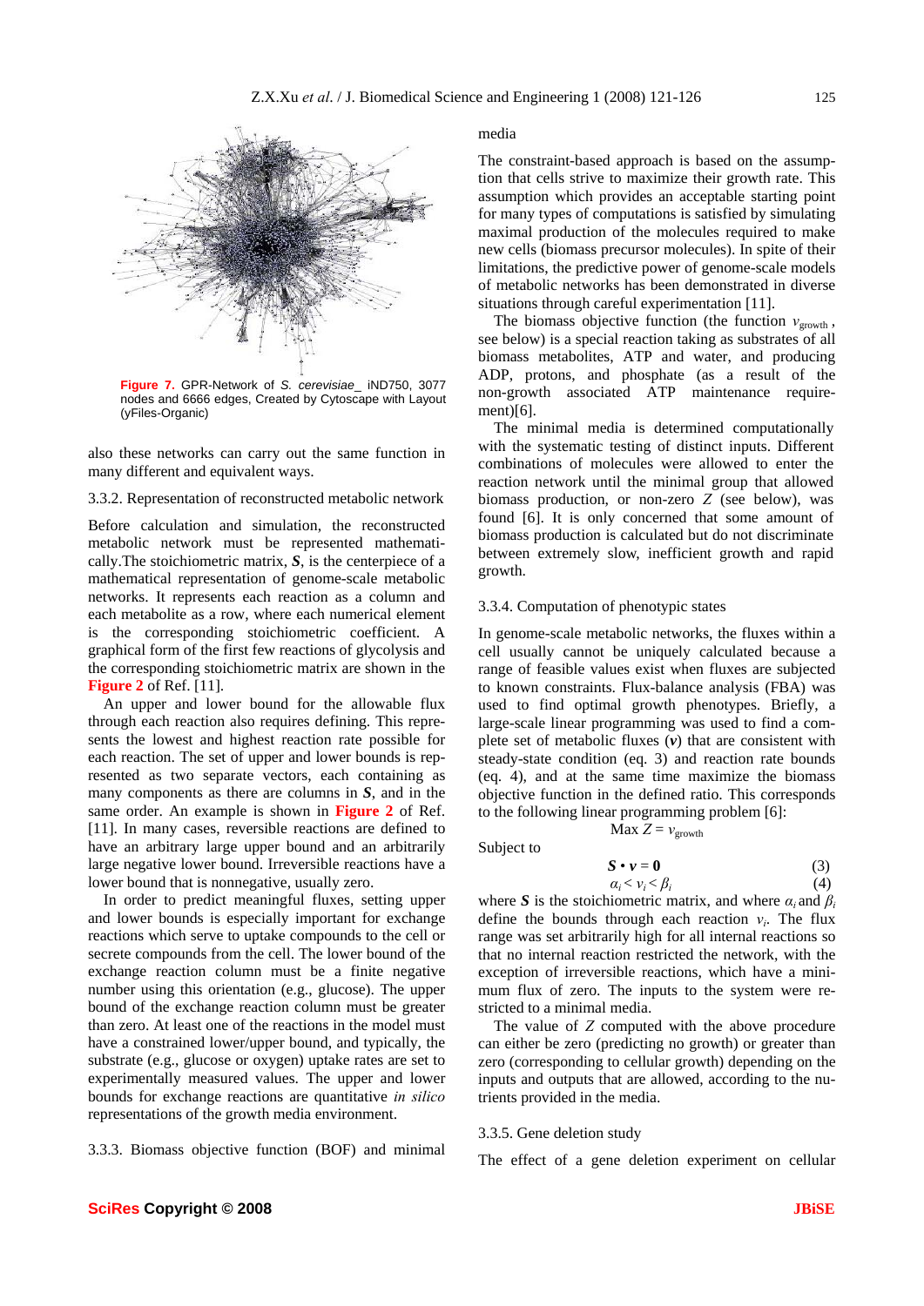**Figure 7.** GPR-Network of *S. cerevisiae_* iND750, 3077 nodes and 6666 edges, Created by Cytoscape with Layout (yFiles-Organic)

also these networks can carry out the same function in many different and equivalent ways.

### 3.3.2. Representation of reconstructed metabolic network

Before calculation and simulation, the reconstructed metabolic network must be represented mathematically.The stoichiometric matrix, ***S***, is the centerpiece of a mathematical representation of genome-scale metabolic networks. It represents each reaction as a column and each metabolite as a row, where each numerical element is the corresponding stoichiometric coefficient. A graphical form of the first few reactions of glycolysis and the corresponding stoichiometric matrix are shown in the **Figure 2** of Ref. [11].

An upper and lower bound for the allowable flux through each reaction also requires defining. This represents the lowest and highest reaction rate possible for each reaction. The set of upper and lower bounds is represented as two separate vectors, each containing as many components as there are columns in ***S***, and in the same order. An example is shown in **Figure 2** of Ref. [11]. In many cases, reversible reactions are defined to have an arbitrary large upper bound and an arbitrarily large negative lower bound. Irreversible reactions have a lower bound that is nonnegative, usually zero.

In order to predict meaningful fluxes, setting upper and lower bounds is especially important for exchange reactions which serve to uptake compounds to the cell or secrete compounds from the cell. The lower bound of the exchange reaction column must be a finite negative number using this orientation (e.g., glucose). The upper bound of the exchange reaction column must be greater than zero. At least one of the reactions in the model must have a constrained lower/upper bound, and typically, the substrate (e.g., glucose or oxygen) uptake rates are set to experimentally measured values. The upper and lower bounds for exchange reactions are quantitative *in silico* representations of the growth media environment.

### 3.3.3. Biomass objective function (BOF) and minimal media

The constraint-based approach is based on the assumption that cells strive to maximize their growth rate. This assumption which provides an acceptable starting point for many types of computations is satisfied by simulating maximal production of the molecules required to make new cells (biomass precursor molecules). In spite of their limitations, the predictive power of genome-scale models of metabolic networks has been demonstrated in diverse situations through careful experimentation [11].

The biomass objective function (the function $v_{\text{growth}}$, see below) is a special reaction taking as substrates of all biomass metabolites, ATP and water, and producing ADP, protons, and phosphate (as a result of the non-growth associated ATP maintenance requirement)[6].

The minimal media is determined computationally with the systematic testing of distinct inputs. Different combinations of molecules were allowed to enter the reaction network until the minimal group that allowed biomass production, or non-zero $Z$ (see below), was found [6]. It is only concerned that some amount of biomass production is calculated but do not discriminate between extremely slow, inefficient growth and rapid growth.

### 3.3.4. Computation of phenotypic states

In genome-scale metabolic networks, the fluxes within a cell usually cannot be uniquely calculated because a range of feasible values exist when fluxes are subjected to known constraints. Flux-balance analysis (FBA) was used to find optimal growth phenotypes. Briefly, a large-scale linear programming was used to find a complete set of metabolic fluxes (***v***) that are consistent with steady-state condition (eq. 3) and reaction rate bounds (eq. 4), and at the same time maximize the biomass objective function in the defined ratio. This corresponds to the following linear programming problem [6]:

$$\text{Max } Z = v_{\text{growth}}$$

Subject to

$$\boldsymbol{S} \cdot \boldsymbol{v} = \boldsymbol{0} \tag{3}$$

$$\alpha_i < v_i < \beta_i \tag{4}$$

where ***S*** is the stoichiometric matrix, and where $\alpha_i$ and $\beta_i$ define the bounds through each reaction $v_i$. The flux range was set arbitrarily high for all internal reactions so that no internal reaction restricted the network, with the exception of irreversible reactions, which have a minimum flux of zero. The inputs to the system were restricted to a minimal media.

The value of $Z$ computed with the above procedure can either be zero (predicting no growth) or greater than zero (corresponding to cellular growth) depending on the inputs and outputs that are allowed, according to the nutrients provided in the media.

### 3.3.5. Gene deletion study

The effect of a gene deletion experiment on cellular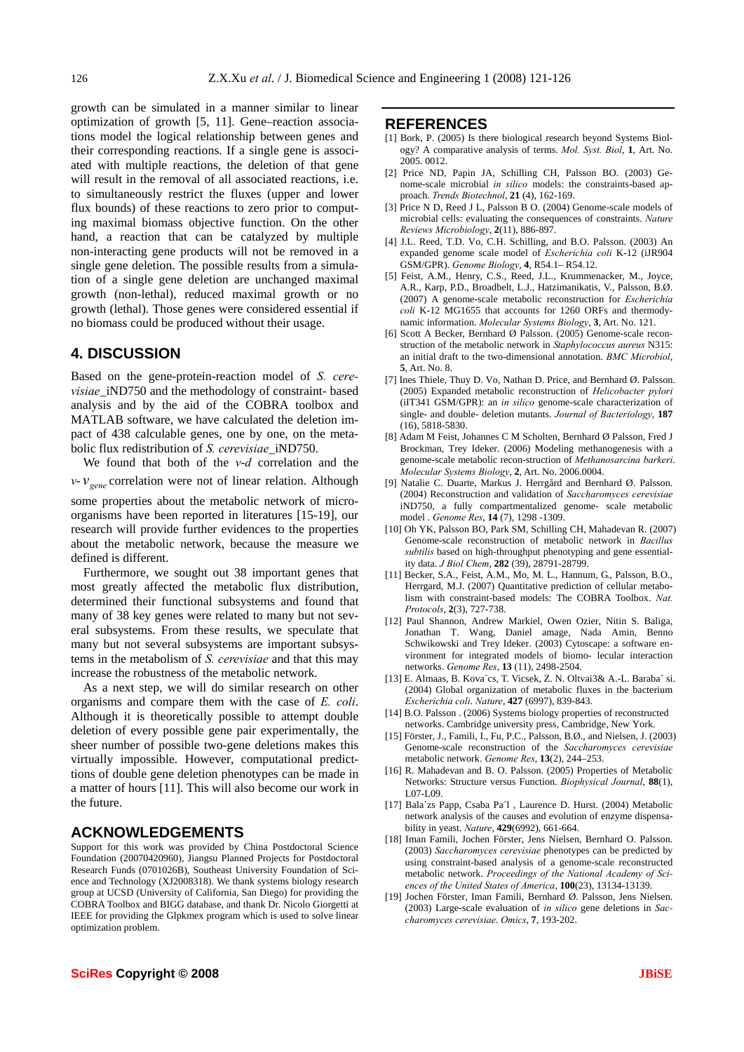growth can be simulated in a manner similar to linear optimization of growth [5, 11]. Gene–reaction associations model the logical relationship between genes and their corresponding reactions. If a single gene is associated with multiple reactions, the deletion of that gene will result in the removal of all associated reactions, i.e. to simultaneously restrict the fluxes (upper and lower flux bounds) of these reactions to zero prior to computing maximal biomass objective function. On the other hand, a reaction that can be catalyzed by multiple non-interacting gene products will not be removed in a single gene deletion. The possible results from a simulation of a single gene deletion are unchanged maximal growth (non-lethal), reduced maximal growth or no growth (lethal). Those genes were considered essential if no biomass could be produced without their usage.

## 4. DISCUSSION

Based on the gene-protein-reaction model of *S. cerevisiae*_iND750 and the methodology of constraint- based analysis and by the aid of the COBRA toolbox and MATLAB software, we have calculated the deletion impact of 438 calculable genes, one by one, on the metabolic flux redistribution of *S. cerevisiae*_iND750.

We found that both of the $v$-$d$ correlation and the $v$-$v_{gene}$ correlation were not of linear relation. Although some properties about the metabolic network of microorganisms have been reported in literatures [15-19], our research will provide further evidences to the properties about the metabolic network, because the measure we defined is different.

Furthermore, we sought out 38 important genes that most greatly affected the metabolic flux distribution, determined their functional subsystems and found that many of 38 key genes were related to many but not several subsystems. From these results, we speculate that many but not several subsystems are important subsystems in the metabolism of *S. cerevisiae* and that this may increase the robustness of the metabolic network.

As a next step, we will do similar research on other organisms and compare them with the case of *E. coli*. Although it is theoretically possible to attempt double deletion of every possible gene pair experimentally, the sheer number of possible two-gene deletions makes this virtually impossible. However, computational predicttions of double gene deletion phenotypes can be made in a matter of hours [11]. This will also become our work in the future.

## ACKNOWLEDGEMENTS

Support for this work was provided by China Postdoctoral Science Foundation (20070420960), Jiangsu Planned Projects for Postdoctoral Research Funds (0701026B), Southeast University Foundation of Science and Technology (XJ2008318). We thank systems biology research group at UCSD (University of California, San Diego) for providing the COBRA Toolbox and BIGG database, and thank Dr. Nicolo Giorgetti at IEEE for providing the Glpkmex program which is used to solve linear optimization problem.

## REFERENCES

[1] Bork, P. (2005) Is there biological research beyond Systems Biology? A comparative analysis of terms. *Mol. Syst. Biol*, **1**, Art. No. 2005. 0012.

[2] Price ND, Papin JA, Schilling CH, Palsson BO. (2003) Genome-scale microbial *in silico* models: the constraints-based approach. *Trends Biotechnol*, **21** (4), 162-169.

[3] Price N D, Reed J L, Palsson B O. (2004) Genome-scale models of microbial cells: evaluating the consequences of constraints. *Nature Reviews Microbiology*, **2**(11), 886-897.

[4] J.L. Reed, T.D. Vo, C.H. Schilling, and B.O. Palsson. (2003) An expanded genome scale model of *Escherichia coli* K-12 (iJR904 GSM/GPR). *Genome Biology*, **4**, R54.1– R54.12.

[5] Feist, A.M., Henry, C.S., Reed, J.L., Krummenacker, M., Joyce, A.R., Karp, P.D., Broadbelt, L.J., Hatzimanikatis, V., Palsson, B.Ø. (2007) A genome-scale metabolic reconstruction for *Escherichia coli* K-12 MG1655 that accounts for 1260 ORFs and thermodynamic information. *Molecular Systems Biology*, **3**, Art. No. 121.

[6] Scott A Becker, Bernhard Ø Palsson. (2005) Genome-scale reconstruction of the metabolic network in *Staphylococcus aureus* N315: an initial draft to the two-dimensional annotation. *BMC Microbiol*, **5**, Art. No. 8.

[7] Ines Thiele, Thuy D. Vo, Nathan D. Price, and Bernhard Ø. Palsson. (2005) Expanded metabolic reconstruction of *Helicobacter pylori* (iIT341 GSM/GPR): an *in silico* genome-scale characterization of single- and double- deletion mutants. *Journal of Bacteriology*, **187** (16), 5818-5830.

[8] Adam M Feist, Johannes C M Scholten, Bernhard Ø Palsson, Fred J Brockman, Trey Ideker. (2006) Modeling methanogenesis with a genome-scale metabolic recon-struction of *Methanosarcina barkeri*. *Molecular Systems Biology*, **2**, Art. No. 2006.0004.

[9] Natalie C. Duarte, Markus J. Herrgård and Bernhard Ø. Palsson. (2004) Reconstruction and validation of *Saccharomyces cerevisiae* iND750, a fully compartmentalized genome- scale metabolic model . *Genome Res*, **14** (7), 1298 -1309.

[10] Oh YK, Palsson BO, Park SM, Schilling CH, Mahadevan R. (2007) Genome-scale reconstruction of metabolic network in *Bacillus subtilis* based on high-throughput phenotyping and gene essentiality data. *J Biol Chem*, **282** (39), 28791-28799.

[11] Becker, S.A., Feist, A.M., Mo, M. L., Hannum, G., Palsson, B.O., Herrgard, M.J. (2007) Quantitative prediction of cellular metabolism with constraint-based models: The COBRA Toolbox. *Nat. Protocols*, **2**(3), 727-738.

[12] Paul Shannon, Andrew Markiel, Owen Ozier, Nitin S. Baliga, Jonathan T. Wang, Daniel amage, Nada Amin, Benno Schwikowski and Trey Ideker. (2003) Cytoscape: a software environment for integrated models of biomo- lecular interaction networks. *Genome Res*, **13** (11), 2498-2504.

[13] E. Almaas, B. Kova´cs, T. Vicsek, Z. N. Oltvai3& A.-L. Baraba´ si. (2004) Global organization of metabolic fluxes in the bacterium *Escherichia coli*. *Nature*, **427** (6997), 839-843.

[14] B.O. Palsson . (2006) Systems biology properties of reconstructed networks. Cambridge university press, Cambridge, New York.

[15] Förster, J., Famili, I., Fu, P.C., Palsson, B.Ø., and Nielsen, J. (2003) Genome-scale reconstruction of the *Saccharomyces cerevisiae* metabolic network. *Genome Res*, **13**(2), 244–253.

[16] R. Mahadevan and B. O. Palsson. (2005) Properties of Metabolic Networks: Structure versus Function. *Biophysical Journal*, **88**(1), L07-L09.

[17] Bala´zs Papp, Csaba Pa´l , Laurence D. Hurst. (2004) Metabolic network analysis of the causes and evolution of enzyme dispensability in yeast. *Nature*, **429**(6992), 661-664.

[18] Iman Famili, Jochen Förster, Jens Nielsen, Bernhard O. Palsson. (2003) *Saccharomyces cerevisiae* phenotypes can be predicted by using constraint-based analysis of a genome-scale reconstructed metabolic network. *Proceedings of the National Academy of Sciences of the United States of America*, **100**(23), 13134-13139.

[19] Jochen Förster, Iman Famili, Bernhard Ø. Palsson, Jens Nielsen. (2003) Large-scale evaluation of *in silico* gene deletions in *Saccharomyces cerevisiae*. *Omics*, **7**, 193-202.